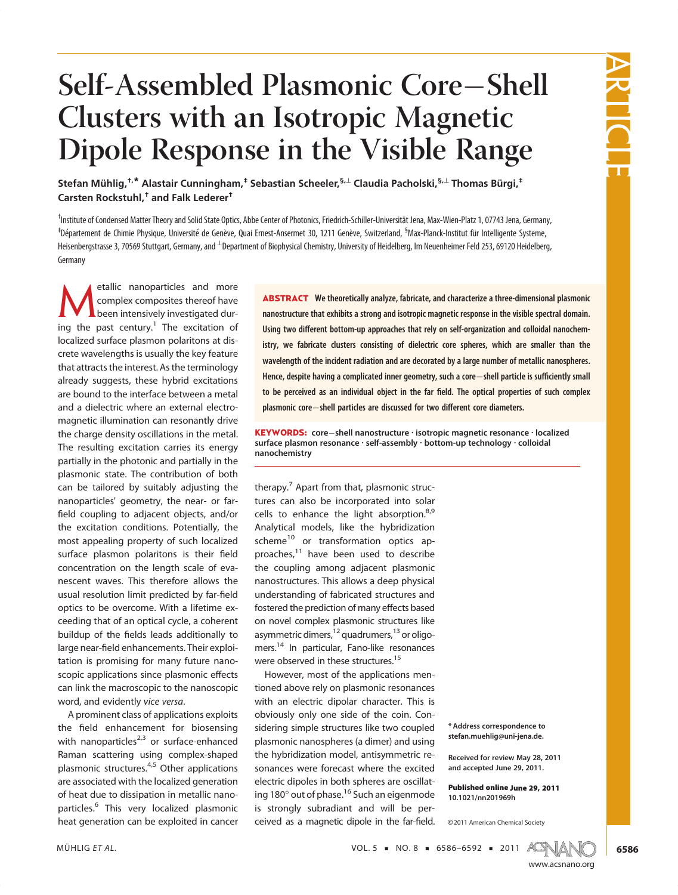# Self-Assembled Plasmonic Core–Shell Clusters with an Isotropic Magnetic Dipole Response in the Visible Range

**Stefan Mühlig,[†,*] Alastair Cunningham,[‡] Sebastian Scheeler,[§,⊥] Claudia Pacholski,[§,⊥] Thomas Bürgi,[‡] Carsten Rockstuhl,[†] and Falk Lederer[†]**

[†]Institute of Condensed Matter Theory and Solid State Optics, Abbe Center of Photonics, Friedrich-Schiller-Universität Jena, Max-Wien-Platz 1, 07743 Jena, Germany, [‡]Département de Chimie Physique, Université de Genève, Quai Ernest-Ansermet 30, 1211 Genève, Switzerland, [§]Max-Planck-Institut für Intelligente Systeme, Heisenbergstrasse 3, 70569 Stuttgart, Germany, and [⊥]Department of Biophysical Chemistry, University of Heidelberg, Im Neuenheimer Feld 253, 69120 Heidelberg, Germany

**ABSTRACT** We theoretically analyze, fabricate, and characterize a three-dimensional plasmonic nanostructure that exhibits a strong and isotropic magnetic response in the visible spectral domain. Using two different bottom-up approaches that rely on self-organization and colloidal nanochemistry, we fabricate clusters consisting of dielectric core spheres, which are smaller than the wavelength of the incident radiation and are decorated by a large number of metallic nanospheres. Hence, despite having a complicated inner geometry, such a core–shell particle is sufficiently small to be perceived as an individual object in the far field. The optical properties of such complex plasmonic core–shell particles are discussed for two different core diameters.

**KEYWORDS:** core–shell nanostructure · isotropic magnetic resonance · localized surface plasmon resonance · self-assembly · bottom-up technology · colloidal nanochemistry

Metallic nanoparticles and more complex composites thereof have been intensively investigated during the past century.[1] The excitation of localized surface plasmon polaritons at discrete wavelengths is usually the key feature that attracts the interest. As the terminology already suggests, these hybrid excitations are bound to the interface between a metal and a dielectric where an external electromagnetic illumination can resonantly drive the charge density oscillations in the metal. The resulting excitation carries its energy partially in the photonic and partially in the plasmonic state. The contribution of both can be tailored by suitably adjusting the nanoparticles' geometry, the near- or far-field coupling to adjacent objects, and/or the excitation conditions. Potentially, the most appealing property of such localized surface plasmon polaritons is their field concentration on the length scale of evanescent waves. This therefore allows the usual resolution limit predicted by far-field optics to be overcome. With a lifetime exceeding that of an optical cycle, a coherent buildup of the fields leads additionally to large near-field enhancements. Their exploitation is promising for many future nanoscopic applications since plasmonic effects can link the macroscopic to the nanoscopic word, and evidently *vice versa*.

A prominent class of applications exploits the field enhancement for biosensing with nanoparticles[2,3] or surface-enhanced Raman scattering using complex-shaped plasmonic structures.[4,5] Other applications are associated with the localized generation of heat due to dissipation in metallic nanoparticles.[6] This very localized plasmonic heat generation can be exploited in cancer therapy.[7] Apart from that, plasmonic structures can also be incorporated into solar cells to enhance the light absorption.[8,9] Analytical models, like the hybridization scheme[10] or transformation optics approaches,[11] have been used to describe the coupling among adjacent plasmonic nanostructures. This allows a deep physical understanding of fabricated structures and fostered the prediction of many effects based on novel complex plasmonic structures like asymmetric dimers,[12] quadrumers,[13] or oligomers.[14] In particular, Fano-like resonances were observed in these structures.[15]

However, most of the applications mentioned above rely on plasmonic resonances with an electric dipolar character. This is obviously only one side of the coin. Considering simple structures like two coupled plasmonic nanospheres (a dimer) and using the hybridization model, antisymmetric resonances were forecast where the excited electric dipoles in both spheres are oscillating 180° out of phase.[16] Such an eigenmode is strongly subradiant and will be perceived as a magnetic dipole in the far-field.

\* Address correspondence to stefan.muehlig@uni-jena.de.

Received for review May 28, 2011 and accepted June 29, 2011.

**Published online June 29, 2011**
10.1021/nn201969h

© 2011 American Chemical Society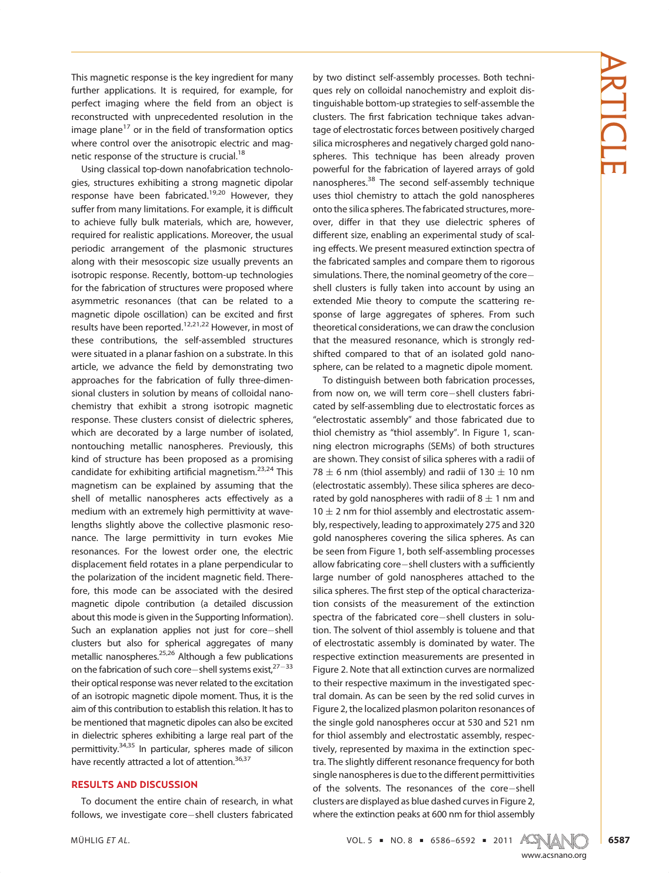This magnetic response is the key ingredient for many further applications. It is required, for example, for perfect imaging where the field from an object is reconstructed with unprecedented resolution in the image plane[17] or in the field of transformation optics where control over the anisotropic electric and magnetic response of the structure is crucial.[18]

Using classical top-down nanofabrication technologies, structures exhibiting a strong magnetic dipolar response have been fabricated.[19,20] However, they suffer from many limitations. For example, it is difficult to achieve fully bulk materials, which are, however, required for realistic applications. Moreover, the usual periodic arrangement of the plasmonic structures along with their mesoscopic size usually prevents an isotropic response. Recently, bottom-up technologies for the fabrication of structures were proposed where asymmetric resonances (that can be related to a magnetic dipole oscillation) can be excited and first results have been reported.[12,21,22] However, in most of these contributions, the self-assembled structures were situated in a planar fashion on a substrate. In this article, we advance the field by demonstrating two approaches for the fabrication of fully three-dimensional clusters in solution by means of colloidal nanochemistry that exhibit a strong isotropic magnetic response. These clusters consist of dielectric spheres, which are decorated by a large number of isolated, nontouching metallic nanospheres. Previously, this kind of structure has been proposed as a promising candidate for exhibiting artificial magnetism.[23,24] This magnetism can be explained by assuming that the shell of metallic nanospheres acts effectively as a medium with an extremely high permittivity at wavelengths slightly above the collective plasmonic resonance. The large permittivity in turn evokes Mie resonances. For the lowest order one, the electric displacement field rotates in a plane perpendicular to the polarization of the incident magnetic field. Therefore, this mode can be associated with the desired magnetic dipole contribution (a detailed discussion about this mode is given in the Supporting Information). Such an explanation applies not just for core–shell clusters but also for spherical aggregates of many metallic nanospheres.[25,26] Although a few publications on the fabrication of such core–shell systems exist,[27–33] their optical response was never related to the excitation of an isotropic magnetic dipole moment. Thus, it is the aim of this contribution to establish this relation. It has to be mentioned that magnetic dipoles can also be excited in dielectric spheres exhibiting a large real part of the permittivity.[34,35] In particular, spheres made of silicon have recently attracted a lot of attention.[36,37]

## RESULTS AND DISCUSSION

To document the entire chain of research, in what follows, we investigate core–shell clusters fabricated by two distinct self-assembly processes. Both techniques rely on colloidal nanochemistry and exploit distinguishable bottom-up strategies to self-assemble the clusters. The first fabrication technique takes advantage of electrostatic forces between positively charged silica microspheres and negatively charged gold nanospheres. This technique has been already proven powerful for the fabrication of layered arrays of gold nanospheres.[38] The second self-assembly technique uses thiol chemistry to attach the gold nanospheres onto the silica spheres. The fabricated structures, moreover, differ in that they use dielectric spheres of different size, enabling an experimental study of scaling effects. We present measured extinction spectra of the fabricated samples and compare them to rigorous simulations. There, the nominal geometry of the core–shell clusters is fully taken into account by using an extended Mie theory to compute the scattering response of large aggregates of spheres. From such theoretical considerations, we can draw the conclusion that the measured resonance, which is strongly red-shifted compared to that of an isolated gold nanosphere, can be related to a magnetic dipole moment.

To distinguish between both fabrication processes, from now on, we will term core–shell clusters fabricated by self-assembling due to electrostatic forces as "electrostatic assembly" and those fabricated due to thiol chemistry as "thiol assembly". In Figure 1, scanning electron micrographs (SEMs) of both structures are shown. They consist of silica spheres with a radii of $78 \pm 6$ nm (thiol assembly) and radii of $130 \pm 10$ nm (electrostatic assembly). These silica spheres are decorated by gold nanospheres with radii of $8 \pm 1$ nm and $10 \pm 2$ nm for thiol assembly and electrostatic assembly, respectively, leading to approximately 275 and 320 gold nanospheres covering the silica spheres. As can be seen from Figure 1, both self-assembling processes allow fabricating core–shell clusters with a sufficiently large number of gold nanospheres attached to the silica spheres. The first step of the optical characterization consists of the measurement of the extinction spectra of the fabricated core–shell clusters in solution. The solvent of thiol assembly is toluene and that of electrostatic assembly is dominated by water. The respective extinction measurements are presented in Figure 2. Note that all extinction curves are normalized to their respective maximum in the investigated spectral domain. As can be seen by the red solid curves in Figure 2, the localized plasmon polariton resonances of the single gold nanospheres occur at 530 and 521 nm for thiol assembly and electrostatic assembly, respectively, represented by maxima in the extinction spectra. The slightly different resonance frequency for both single nanospheres is due to the different permittivities of the solvents. The resonances of the core–shell clusters are displayed as blue dashed curves in Figure 2, where the extinction peaks at 600 nm for thiol assembly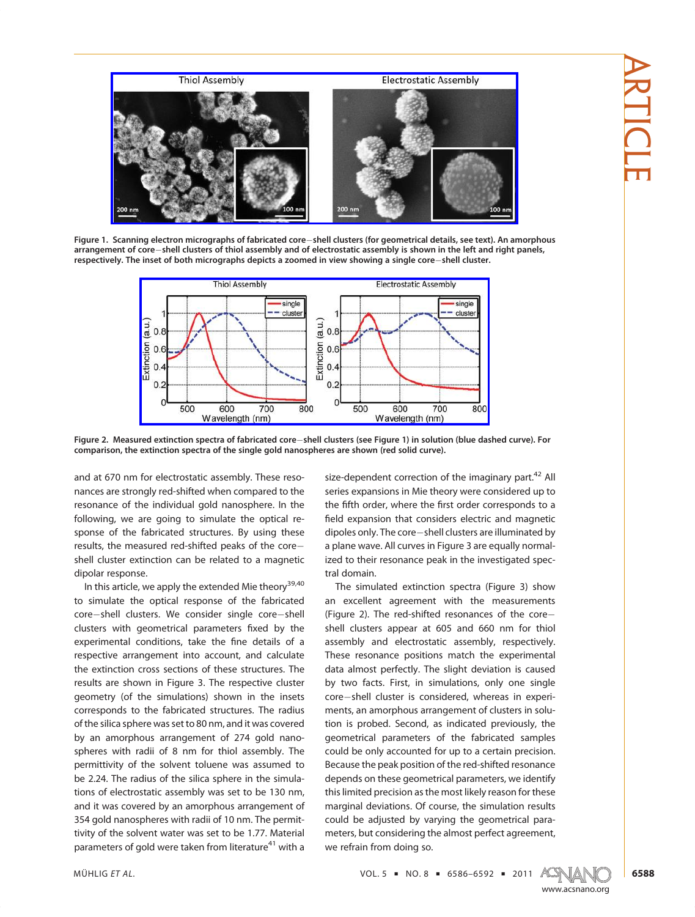Figure 1. Scanning electron micrographs of fabricated core–shell clusters (for geometrical details, see text). An amorphous arrangement of core–shell clusters of thiol assembly and of electrostatic assembly is shown in the left and right panels, respectively. The inset of both micrographs depicts a zoomed in view showing a single core–shell cluster.

Figure 2. Measured extinction spectra of fabricated core–shell clusters (see Figure 1) in solution (blue dashed curve). For comparison, the extinction spectra of the single gold nanospheres are shown (red solid curve).

and at 670 nm for electrostatic assembly. These resonances are strongly red-shifted when compared to the resonance of the individual gold nanosphere. In the following, we are going to simulate the optical response of the fabricated structures. By using these results, the measured red-shifted peaks of the core–shell cluster extinction can be related to a magnetic dipolar response.

In this article, we apply the extended Mie theory[39,40] to simulate the optical response of the fabricated core–shell clusters. We consider single core–shell clusters with geometrical parameters fixed by the experimental conditions, take the fine details of a respective arrangement into account, and calculate the extinction cross sections of these structures. The results are shown in Figure 3. The respective cluster geometry (of the simulations) shown in the insets corresponds to the fabricated structures. The radius of the silica sphere was set to 80 nm, and it was covered by an amorphous arrangement of 274 gold nanospheres with radii of 8 nm for thiol assembly. The permittivity of the solvent toluene was assumed to be 2.24. The radius of the silica sphere in the simulations of electrostatic assembly was set to be 130 nm, and it was covered by an amorphous arrangement of 354 gold nanospheres with radii of 10 nm. The permittivity of the solvent water was set to be 1.77. Material parameters of gold were taken from literature[41] with a size-dependent correction of the imaginary part.[42] All series expansions in Mie theory were considered up to the fifth order, where the first order corresponds to a field expansion that considers electric and magnetic dipoles only. The core–shell clusters are illuminated by a plane wave. All curves in Figure 3 are equally normalized to their resonance peak in the investigated spectral domain.

The simulated extinction spectra (Figure 3) show an excellent agreement with the measurements (Figure 2). The red-shifted resonances of the core–shell clusters appear at 605 and 660 nm for thiol assembly and electrostatic assembly, respectively. These resonance positions match the experimental data almost perfectly. The slight deviation is caused by two facts. First, in simulations, only one single core–shell cluster is considered, whereas in experiments, an amorphous arrangement of clusters in solution is probed. Second, as indicated previously, the geometrical parameters of the fabricated samples could be only accounted for up to a certain precision. Because the peak position of the red-shifted resonance depends on these geometrical parameters, we identify this limited precision as the most likely reason for these marginal deviations. Of course, the simulation results could be adjusted by varying the geometrical parameters, but considering the almost perfect agreement, we refrain from doing so.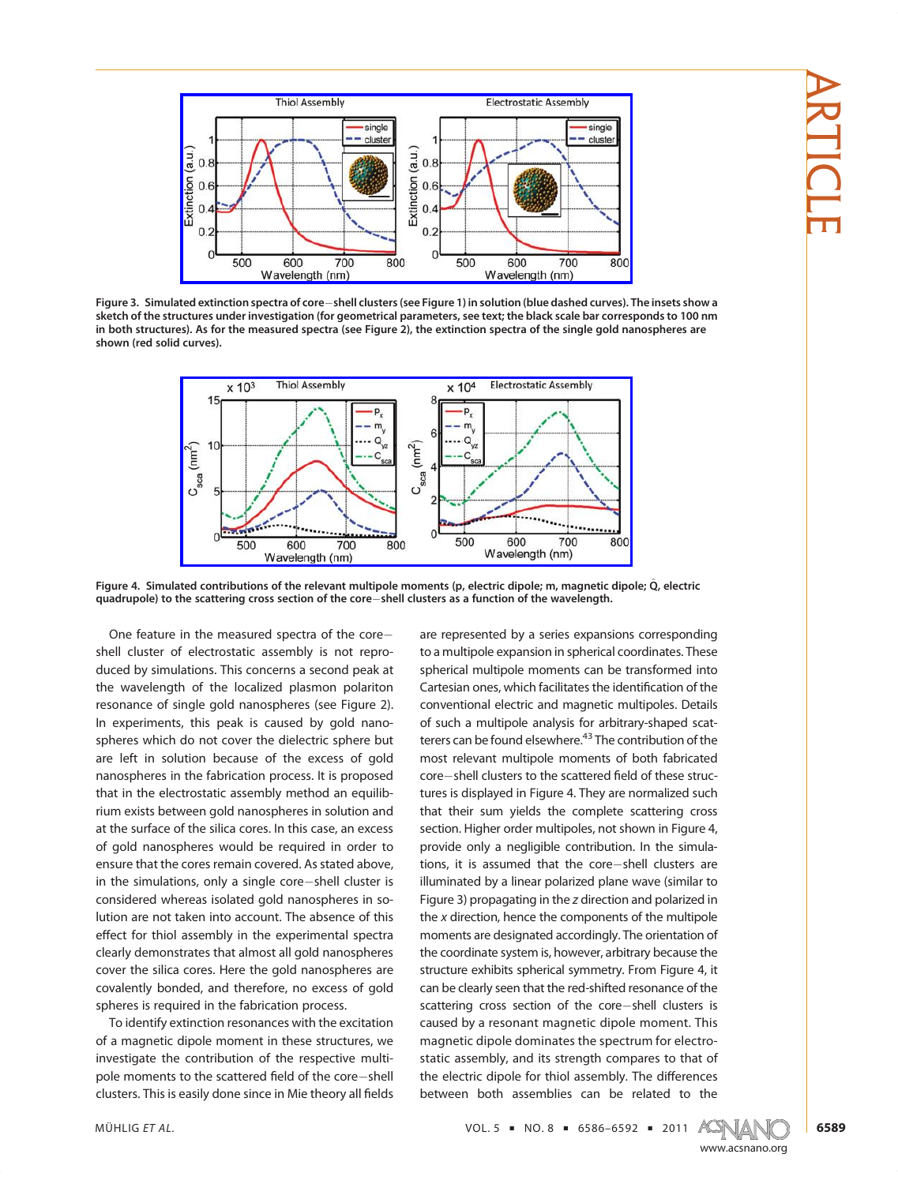**Figure 3. Simulated extinction spectra of core–shell clusters (see Figure 1) in solution (blue dashed curves). The insets show a sketch of the structures under investigation (for geometrical parameters, see text; the black scale bar corresponds to 100 nm in both structures). As for the measured spectra (see Figure 2), the extinction spectra of the single gold nanospheres are shown (red solid curves).**

**Figure 4. Simulated contributions of the relevant multipole moments (p, electric dipole; m, magnetic dipole; $\hat{Q}$, electric quadrupole) to the scattering cross section of the core–shell clusters as a function of the wavelength.**

One feature in the measured spectra of the core–shell cluster of electrostatic assembly is not reproduced by simulations. This concerns a second peak at the wavelength of the localized plasmon polariton resonance of single gold nanospheres (see Figure 2). In experiments, this peak is caused by gold nanospheres which do not cover the dielectric sphere but are left in solution because of the excess of gold nanospheres in the fabrication process. It is proposed that in the electrostatic assembly method an equilibrium exists between gold nanospheres in solution and at the surface of the silica cores. In this case, an excess of gold nanospheres would be required in order to ensure that the cores remain covered. As stated above, in the simulations, only a single core–shell cluster is considered whereas isolated gold nanospheres in solution are not taken into account. The absence of this effect for thiol assembly in the experimental spectra clearly demonstrates that almost all gold nanospheres cover the silica cores. Here the gold nanospheres are covalently bonded, and therefore, no excess of gold spheres is required in the fabrication process.

To identify extinction resonances with the excitation of a magnetic dipole moment in these structures, we investigate the contribution of the respective multipole moments to the scattered field of the core–shell clusters. This is easily done since in Mie theory all fields are represented by a series expansions corresponding to a multipole expansion in spherical coordinates. These spherical multipole moments can be transformed into Cartesian ones, which facilitates the identification of the conventional electric and magnetic multipoles. Details of such a multipole analysis for arbitrary-shaped scatterers can be found elsewhere.[43] The contribution of the most relevant multipole moments of both fabricated core–shell clusters to the scattered field of these structures is displayed in Figure 4. They are normalized such that their sum yields the complete scattering cross section. Higher order multipoles, not shown in Figure 4, provide only a negligible contribution. In the simulations, it is assumed that the core–shell clusters are illuminated by a linear polarized plane wave (similar to Figure 3) propagating in the $z$ direction and polarized in the $x$ direction, hence the components of the multipole moments are designated accordingly. The orientation of the coordinate system is, however, arbitrary because the structure exhibits spherical symmetry. From Figure 4, it can be clearly seen that the red-shifted resonance of the scattering cross section of the core–shell clusters is caused by a resonant magnetic dipole moment. This magnetic dipole dominates the spectrum for electrostatic assembly, and its strength compares to that of the electric dipole for thiol assembly. The differences between both assemblies can be related to the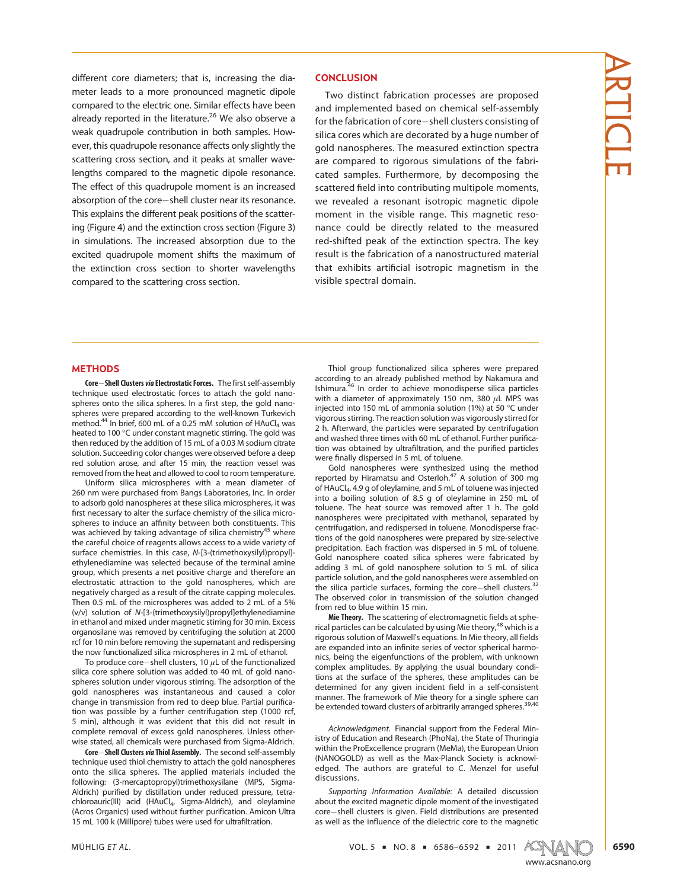different core diameters; that is, increasing the diameter leads to a more pronounced magnetic dipole compared to the electric one. Similar effects have been already reported in the literature.[26] We also observe a weak quadrupole contribution in both samples. However, this quadrupole resonance affects only slightly the scattering cross section, and it peaks at smaller wavelengths compared to the magnetic dipole resonance. The effect of this quadrupole moment is an increased absorption of the core–shell cluster near its resonance. This explains the different peak positions of the scattering (Figure 4) and the extinction cross section (Figure 3) in simulations. The increased absorption due to the excited quadrupole moment shifts the maximum of the extinction cross section to shorter wavelengths compared to the scattering cross section.

## CONCLUSION

Two distinct fabrication processes are proposed and implemented based on chemical self-assembly for the fabrication of core–shell clusters consisting of silica cores which are decorated by a huge number of gold nanospheres. The measured extinction spectra are compared to rigorous simulations of the fabricated samples. Furthermore, by decomposing the scattered field into contributing multipole moments, we revealed a resonant isotropic magnetic dipole moment in the visible range. This magnetic resonance could be directly related to the measured red-shifted peak of the extinction spectra. The key result is the fabrication of a nanostructured material that exhibits artificial isotropic magnetism in the visible spectral domain.

## METHODS

**Core–Shell Clusters *via* Electrostatic Forces.** The first self-assembly technique used electrostatic forces to attach the gold nanospheres onto the silica spheres. In a first step, the gold nanospheres were prepared according to the well-known Turkevich method.[44] In brief, 600 mL of a 0.25 mM solution of $HAuCl_4$ was heated to 100 °C under constant magnetic stirring. The gold was then reduced by the addition of 15 mL of a 0.03 M sodium citrate solution. Succeeding color changes were observed before a deep red solution arose, and after 15 min, the reaction vessel was removed from the heat and allowed to cool to room temperature.

Uniform silica microspheres with a mean diameter of 260 nm were purchased from Bangs Laboratories, Inc. In order to adsorb gold nanospheres at these silica microspheres, it was first necessary to alter the surface chemistry of the silica microspheres to induce an affinity between both constituents. This was achieved by taking advantage of silica chemistry[45] where the careful choice of reagents allows access to a wide variety of surface chemistries. In this case, *N*-[3-(trimethoxysilyl)propyl]-ethylenediamine was selected because of the terminal amine group, which presents a net positive charge and therefore an electrostatic attraction to the gold nanospheres, which are negatively charged as a result of the citrate capping molecules. Then 0.5 mL of the microspheres was added to 2 mL of a 5% (v/v) solution of *N*-[3-(trimethoxysilyl)propyl]ethylenediamine in ethanol and mixed under magnetic stirring for 30 min. Excess organosilane was removed by centrifuging the solution at 2000 rcf for 10 min before removing the supernatant and redispersing the now functionalized silica microspheres in 2 mL of ethanol.

To produce core–shell clusters, 10 $\mu$L of the functionalized silica core sphere solution was added to 40 mL of gold nanospheres solution under vigorous stirring. The adsorption of the gold nanospheres was instantaneous and caused a color change in transmission from red to deep blue. Partial purification was possible by a further centrifugation step (1000 rcf, 5 min), although it was evident that this did not result in complete removal of excess gold nanospheres. Unless otherwise stated, all chemicals were purchased from Sigma-Aldrich.

**Core–Shell Clusters *via* Thiol Assembly.** The second self-assembly technique used thiol chemistry to attach the gold nanospheres onto the silica spheres. The applied materials included the following: (3-mercaptopropyl)trimethoxysilane (MPS, Sigma-Aldrich) purified by distillation under reduced pressure, tetrachloroauric(III) acid ($HAuCl_4$, Sigma-Aldrich), and oleylamine (Acros Organics) used without further purification. Amicon Ultra 15 mL 100 k (Millipore) tubes were used for ultrafiltration.

Thiol group functionalized silica spheres were prepared according to an already published method by Nakamura and Ishimura.[46] In order to achieve monodisperse silica particles with a diameter of approximately 150 nm, 380 $\mu$L MPS was injected into 150 mL of ammonia solution (1%) at 50 °C under vigorous stirring. The reaction solution was vigorously stirred for 2 h. Afterward, the particles were separated by centrifugation and washed three times with 60 mL of ethanol. Further purification was obtained by ultrafiltration, and the purified particles were finally dispersed in 5 mL of toluene.

Gold nanospheres were synthesized using the method reported by Hiramatsu and Osterloh.[47] A solution of 300 mg of $HAuCl_4$, 4.9 g of oleylamine, and 5 mL of toluene was injected into a boiling solution of 8.5 g of oleylamine in 250 mL of toluene. The heat source was removed after 1 h. The gold nanospheres were precipitated with methanol, separated by centrifugation, and redispersed in toluene. Monodisperse fractions of the gold nanospheres were prepared by size-selective precipitation. Each fraction was dispersed in 5 mL of toluene. Gold nanosphere coated silica spheres were fabricated by adding 3 mL of gold nanosphere solution to 5 mL of silica particle solution, and the gold nanospheres were assembled on the silica particle surfaces, forming the core–shell clusters.[32] The observed color in transmission of the solution changed from red to blue within 15 min.

**Mie Theory.** The scattering of electromagnetic fields at spherical particles can be calculated by using Mie theory,[48] which is a rigorous solution of Maxwell's equations. In Mie theory, all fields are expanded into an infinite series of vector spherical harmonics, being the eigenfunctions of the problem, with unknown complex amplitudes. By applying the usual boundary conditions at the surface of the spheres, these amplitudes can be determined for any given incident field in a self-consistent manner. The framework of Mie theory for a single sphere can be extended toward clusters of arbitrarily arranged spheres.[39,40]

*Acknowledgment.* Financial support from the Federal Ministry of Education and Research (PhoNa), the State of Thuringia within the ProExcellence program (MeMa), the European Union (NANOGOLD) as well as the Max-Planck Society is acknowledged. The authors are grateful to C. Menzel for useful discussions.

*Supporting Information Available:* A detailed discussion about the excited magnetic dipole moment of the investigated core–shell clusters is given. Field distributions are presented as well as the influence of the dielectric core to the magnetic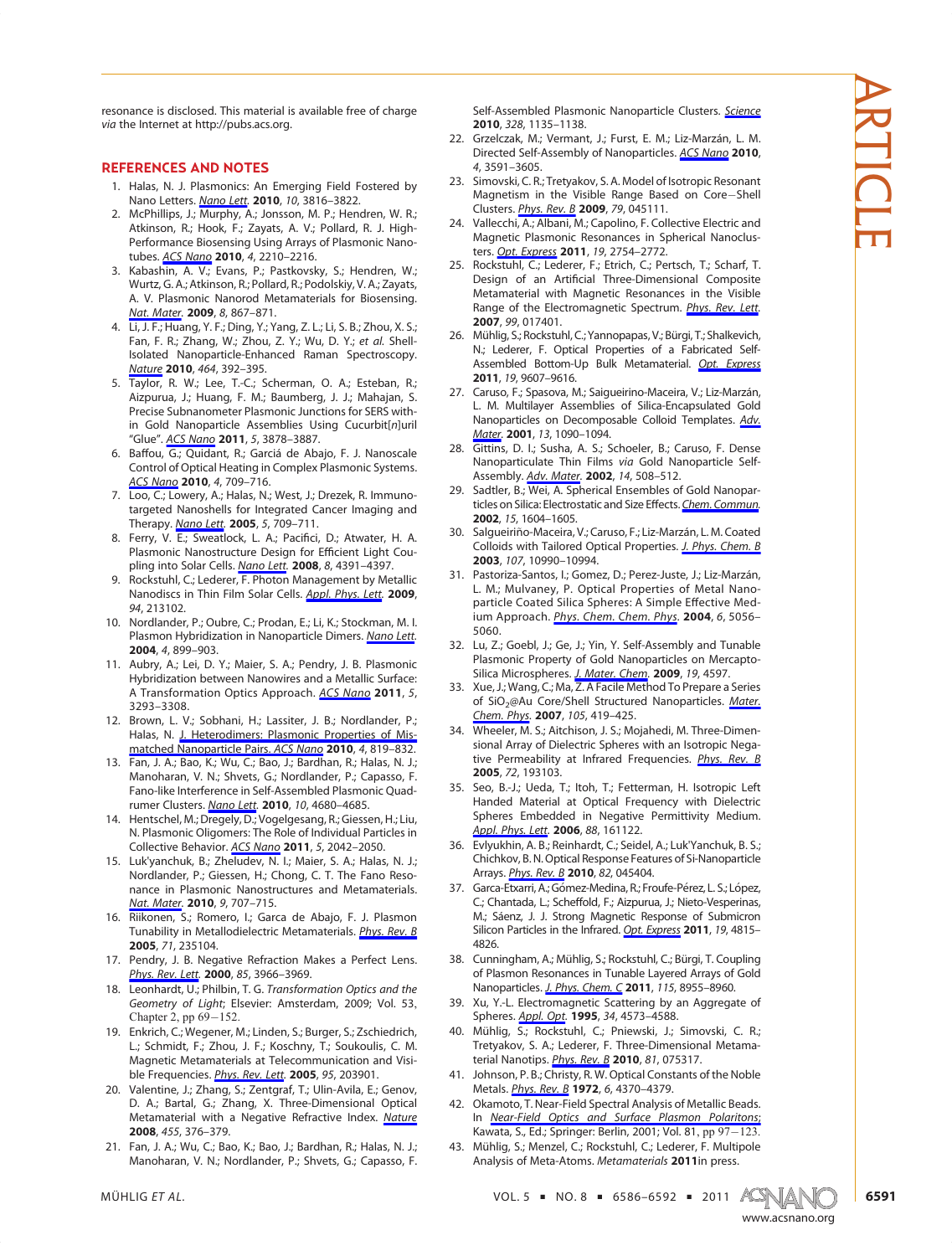resonance is disclosed. This material is available free of charge *via* the Internet at http://pubs.acs.org.

## REFERENCES AND NOTES

1. Halas, N. J. Plasmonics: An Emerging Field Fostered by Nano Letters. *Nano Lett.* **2010**, *10*, 3816–3822.
2. McPhillips, J.; Murphy, A.; Jonsson, M. P.; Hendren, W. R.; Atkinson, R.; Hook, F.; Zayats, A. V.; Pollard, R. J. High-Performance Biosensing Using Arrays of Plasmonic Nanotubes. *ACS Nano* **2010**, *4*, 2210–2216.
3. Kabashin, A. V.; Evans, P.; Pastkovsky, S.; Hendren, W.; Wurtz, G. A.; Atkinson, R.; Pollard, R.; Podolskiy, V. A.; Zayats, A. V. Plasmonic Nanorod Metamaterials for Biosensing. *Nat. Mater.* **2009**, *8*, 867–871.
4. Li, J. F.; Huang, Y. F.; Ding, Y.; Yang, Z. L.; Li, S. B.; Zhou, X. S.; Fan, F. R.; Zhang, W.; Zhou, Z. Y.; Wu, D. Y.; *et al.* Shell-Isolated Nanoparticle-Enhanced Raman Spectroscopy. *Nature* **2010**, *464*, 392–395.
5. Taylor, R. W.; Lee, T.-C.; Scherman, O. A.; Esteban, R.; Aizpurua, J.; Huang, F. M.; Baumberg, J. J.; Mahajan, S. Precise Subnanometer Plasmonic Junctions for SERS within Gold Nanoparticle Assemblies Using Cucurbit[*n*]uril "Glue". *ACS Nano* **2011**, *5*, 3878–3887.
6. Baffou, G.; Quidant, R.; Garciá de Abajo, F. J. Nanoscale Control of Optical Heating in Complex Plasmonic Systems. *ACS Nano* **2010**, *4*, 709–716.
7. Loo, C.; Lowery, A.; Halas, N.; West, J.; Drezek, R. Immunotargeted Nanoshells for Integrated Cancer Imaging and Therapy. *Nano Lett.* **2005**, *5*, 709–711.
8. Ferry, V. E.; Sweatlock, L. A.; Pacifici, D.; Atwater, H. A. Plasmonic Nanostructure Design for Efficient Light Coupling into Solar Cells. *Nano Lett.* **2008**, *8*, 4391–4397.
9. Rockstuhl, C.; Lederer, F. Photon Management by Metallic Nanodiscs in Thin Film Solar Cells. *Appl. Phys. Lett.* **2009**, *94*, 213102.
10. Nordlander, P.; Oubre, C.; Prodan, E.; Li, K.; Stockman, M. I. Plasmon Hybridization in Nanoparticle Dimers. *Nano Lett.* **2004**, *4*, 899–903.
11. Aubry, A.; Lei, D. Y.; Maier, S. A.; Pendry, J. B. Plasmonic Hybridization between Nanowires and a Metallic Surface: A Transformation Optics Approach. *ACS Nano* **2011**, *5*, 3293–3308.
12. Brown, L. V.; Sobhani, H.; Lassiter, J. B.; Nordlander, P.; Halas, N. J. Heterodimers: Plasmonic Properties of Mismatched Nanoparticle Pairs. *ACS Nano* **2010**, *4*, 819–832.
13. Fan, J. A.; Bao, K.; Wu, C.; Bao, J.; Bardhan, R.; Halas, N. J.; Manoharan, V. N.; Shvets, G.; Nordlander, P.; Capasso, F. Fano-like Interference in Self-Assembled Plasmonic Quadrumer Clusters. *Nano Lett.* **2010**, *10*, 4680–4685.
14. Hentschel, M.; Dregely, D.; Vogelgesang, R.; Giessen, H.; Liu, N. Plasmonic Oligomers: The Role of Individual Particles in Collective Behavior. *ACS Nano* **2011**, *5*, 2042–2050.
15. Luk'yanchuk, B.; Zheludev, N. I.; Maier, S. A.; Halas, N. J.; Nordlander, P.; Giessen, H.; Chong, C. T. The Fano Resonance in Plasmonic Nanostructures and Metamaterials. *Nat. Mater.* **2010**, *9*, 707–715.
16. Riikonen, S.; Romero, I.; Garcia de Abajo, F. J. Plasmon Tunability in Metallodielectric Metamaterials. *Phys. Rev. B* **2005**, *71*, 235104.
17. Pendry, J. B. Negative Refraction Makes a Perfect Lens. *Phys. Rev. Lett.* **2000**, *85*, 3966–3969.
18. Leonhardt, U.; Philbin, T. G. *Transformation Optics and the Geometry of Light*; Elsevier: Amsterdam, 2009; Vol. 53, Chapter 2, pp 69−152.
19. Enkrich, C.; Wegener, M.; Linden, S.; Burger, S.; Zschiedrich, L.; Schmidt, F.; Zhou, J. F.; Koschny, T.; Soukoulis, C. M. Magnetic Metamaterials at Telecommunication and Visible Frequencies. *Phys. Rev. Lett.* **2005**, *95*, 203901.
20. Valentine, J.; Zhang, S.; Zentgraf, T.; Ulin-Avila, E.; Genov, D. A.; Bartal, G.; Zhang, X. Three-Dimensional Optical Metamaterial with a Negative Refractive Index. *Nature* **2008**, *455*, 376–379.
21. Fan, J. A.; Wu, C.; Bao, K.; Bao, J.; Bardhan, R.; Halas, N. J.; Manoharan, V. N.; Nordlander, P.; Shvets, G.; Capasso, F. Self-Assembled Plasmonic Nanoparticle Clusters. *Science* **2010**, *328*, 1135–1138.
22. Grzelczak, M.; Vermant, J.; Furst, E. M.; Liz-Marzán, L. M. Directed Self-Assembly of Nanoparticles. *ACS Nano* **2010**, *4*, 3591–3605.
23. Simovski, C. R.; Tretyakov, S. A. Model of Isotropic Resonant Magnetism in the Visible Range Based on Core−Shell Clusters. *Phys. Rev. B* **2009**, *79*, 045111.
24. Vallecchi, A.; Albani, M.; Capolino, F. Collective Electric and Magnetic Plasmonic Resonances in Spherical Nanoclusters. *Opt. Express* **2011**, *19*, 2754–2772.
25. Rockstuhl, C.; Lederer, F.; Etrich, C.; Pertsch, T.; Scharf, T. Design of an Artificial Three-Dimensional Composite Metamaterial with Magnetic Resonances in the Visible Range of the Electromagnetic Spectrum. *Phys. Rev. Lett.* **2007**, *99*, 017401.
26. Mühlig, S.; Rockstuhl, C.; Yannopapas, V.; Bürgi, T.; Shalkevich, N.; Lederer, F. Optical Properties of a Fabricated Self-Assembled Bottom-Up Bulk Metamaterial. *Opt. Express* **2011**, *19*, 9607–9616.
27. Caruso, F.; Spasova, M.; Saigueirino-Maceira, V.; Liz-Marzán, L. M. Multilayer Assemblies of Silica-Encapsulated Gold Nanoparticles on Decomposable Colloid Templates. *Adv. Mater.* **2001**, *13*, 1090–1094.
28. Gittins, D. I.; Susha, A. S.; Schoeler, B.; Caruso, F. Dense Nanoparticulate Thin Films *via* Gold Nanoparticle Self-Assembly. *Adv. Mater.* **2002**, *14*, 508–512.
29. Sadtler, B.; Wei, A. Spherical Ensembles of Gold Nanoparticles on Silica: Electrostatic and Size Effects. *Chem. Commun.* **2002**, *15*, 1604–1605.
30. Salgueiriño-Maceira, V.; Caruso, F.; Liz-Marzán, L. M. Coated Colloids with Tailored Optical Properties. *J. Phys. Chem. B* **2003**, *107*, 10990–10994.
31. Pastoriza-Santos, I.; Gomez, D.; Perez-Juste, J.; Liz-Marzán, L. M.; Mulvaney, P. Optical Properties of Metal Nanoparticle Coated Silica Spheres: A Simple Effective Medium Approach. *Phys. Chem. Chem. Phys.* **2004**, *6*, 5056–5060.
32. Lu, Z.; Goebl, J.; Ge, J.; Yin, Y. Self-Assembly and Tunable Plasmonic Property of Gold Nanoparticles on Mercapto-Silica Microspheres. *J. Mater. Chem.* **2009**, *19*, 4597.
33. Xue, J.; Wang, C.; Ma, Z. A Facile Method To Prepare a Series of $SiO_2$@Au Core/Shell Structured Nanoparticles. *Mater. Chem. Phys.* **2007**, *105*, 419–425.
34. Wheeler, M. S.; Aitchison, J. S.; Mojahedi, M. Three-Dimensional Array of Dielectric Spheres with an Isotropic Negative Permeability at Infrared Frequencies. *Phys. Rev. B* **2005**, *72*, 193103.
35. Seo, B.-J.; Ueda, T.; Itoh, T.; Fetterman, H. Isotropic Left Handed Material at Optical Frequency with Dielectric Spheres Embedded in Negative Permittivity Medium. *Appl. Phys. Lett.* **2006**, *88*, 161122.
36. Evlyukhin, A. B.; Reinhardt, C.; Seidel, A.; Luk'Yanchuk, B. S.; Chichkov, B. N. Optical Response Features of Si-Nanoparticle Arrays. *Phys. Rev. B* **2010**, *82*, 045404.
37. Garca-Etxarri, A.; Gómez-Medina, R.; Froufe-Pérez, L. S.; López, C.; Chantada, L.; Scheffold, F.; Aizpurua, J.; Nieto-Vesperinas, M.; Sáenz, J. J. Strong Magnetic Response of Submicron Silicon Particles in the Infrared. *Opt. Express* **2011**, *19*, 4815–4826.
38. Cunningham, A.; Mühlig, S.; Rockstuhl, C.; Bürgi, T. Coupling of Plasmon Resonances in Tunable Layered Arrays of Gold Nanoparticles. *J. Phys. Chem. C* **2011**, *115*, 8955–8960.
39. Xu, Y.-L. Electromagnetic Scattering by an Aggregate of Spheres. *Appl. Opt.* **1995**, *34*, 4573–4588.
40. Mühlig, S.; Rockstuhl, C.; Pniewski, J.; Simovski, C. R.; Tretyakov, S. A.; Lederer, F. Three-Dimensional Metamaterial Nanotips. *Phys. Rev. B* **2010**, *81*, 075317.
41. Johnson, P. B.; Christy, R. W. Optical Constants of the Noble Metals. *Phys. Rev. B* **1972**, *6*, 4370–4379.
42. Okamoto, T. Near-Field Spectral Analysis of Metallic Beads. In *Near-Field Optics and Surface Plasmon Polaritons*; Kawata, S., Ed.; Springer: Berlin, 2001; Vol. 81, pp 97−123.
43. Mühlig, S.; Menzel, C.; Rockstuhl, C.; Lederer, F. Multipole Analysis of Meta-Atoms. *Metamaterials* **2011** in press.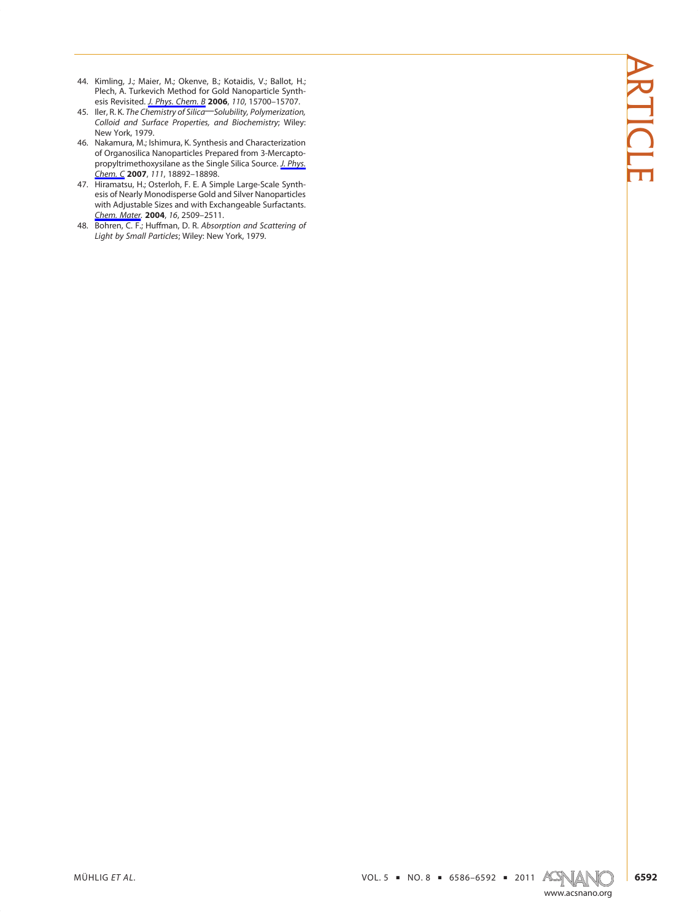44. Kimling, J.; Maier, M.; Okenve, B.; Kotaidis, V.; Ballot, H.; Plech, A. Turkevich Method for Gold Nanoparticle Synthesis Revisited. *J. Phys. Chem. B* **2006**, *110*, 15700–15707.
45. Iler, R. K. *The Chemistry of Silica—Solubility, Polymerization, Colloid and Surface Properties, and Biochemistry*; Wiley: New York, 1979.
46. Nakamura, M.; Ishimura, K. Synthesis and Characterization of Organosilica Nanoparticles Prepared from 3-Mercaptopropyltrimethoxysilane as the Single Silica Source. *J. Phys. Chem. C* **2007**, *111*, 18892–18898.
47. Hiramatsu, H.; Osterloh, F. E. A Simple Large-Scale Synthesis of Nearly Monodisperse Gold and Silver Nanoparticles with Adjustable Sizes and with Exchangeable Surfactants. *Chem. Mater.* **2004**, *16*, 2509–2511.
48. Bohren, C. F.; Huffman, D. R. *Absorption and Scattering of Light by Small Particles*; Wiley: New York, 1979.